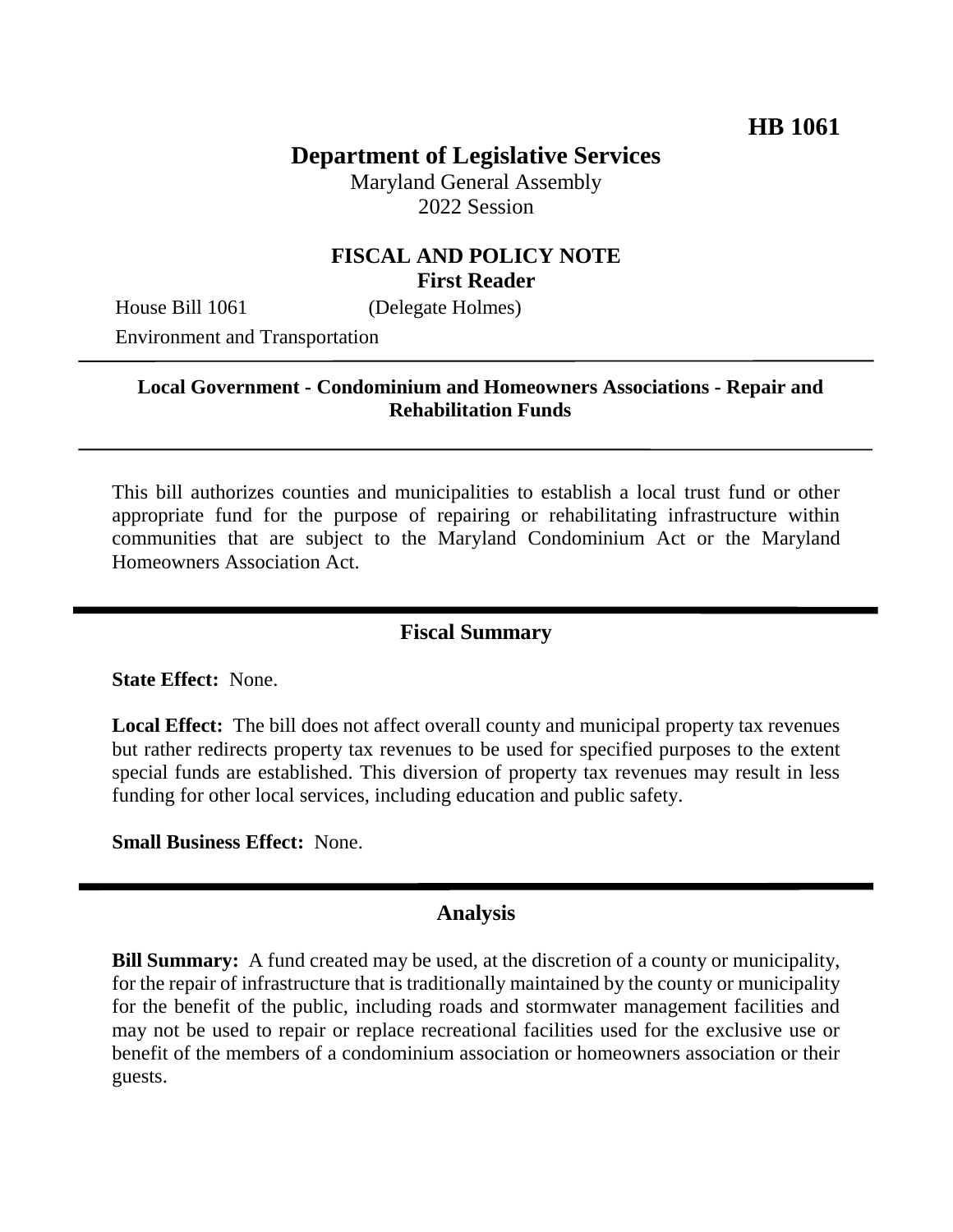**HB 1061**

# Department of Legislative Services

Maryland General Assembly
2022 Session

## FISCAL AND POLICY NOTE
**First Reader**

House Bill 1061 (Delegate Holmes)
Environment and Transportation

---

**Local Government - Condominium and Homeowners Associations - Repair and Rehabilitation Funds**

---

This bill authorizes counties and municipalities to establish a local trust fund or other appropriate fund for the purpose of repairing or rehabilitating infrastructure within communities that are subject to the Maryland Condominium Act or the Maryland Homeowners Association Act.

## Fiscal Summary

**State Effect:** None.

**Local Effect:** The bill does not affect overall county and municipal property tax revenues but rather redirects property tax revenues to be used for specified purposes to the extent special funds are established. This diversion of property tax revenues may result in less funding for other local services, including education and public safety.

**Small Business Effect:** None.

## Analysis

**Bill Summary:** A fund created may be used, at the discretion of a county or municipality, for the repair of infrastructure that is traditionally maintained by the county or municipality for the benefit of the public, including roads and stormwater management facilities and may not be used to repair or replace recreational facilities used for the exclusive use or benefit of the members of a condominium association or homeowners association or their guests.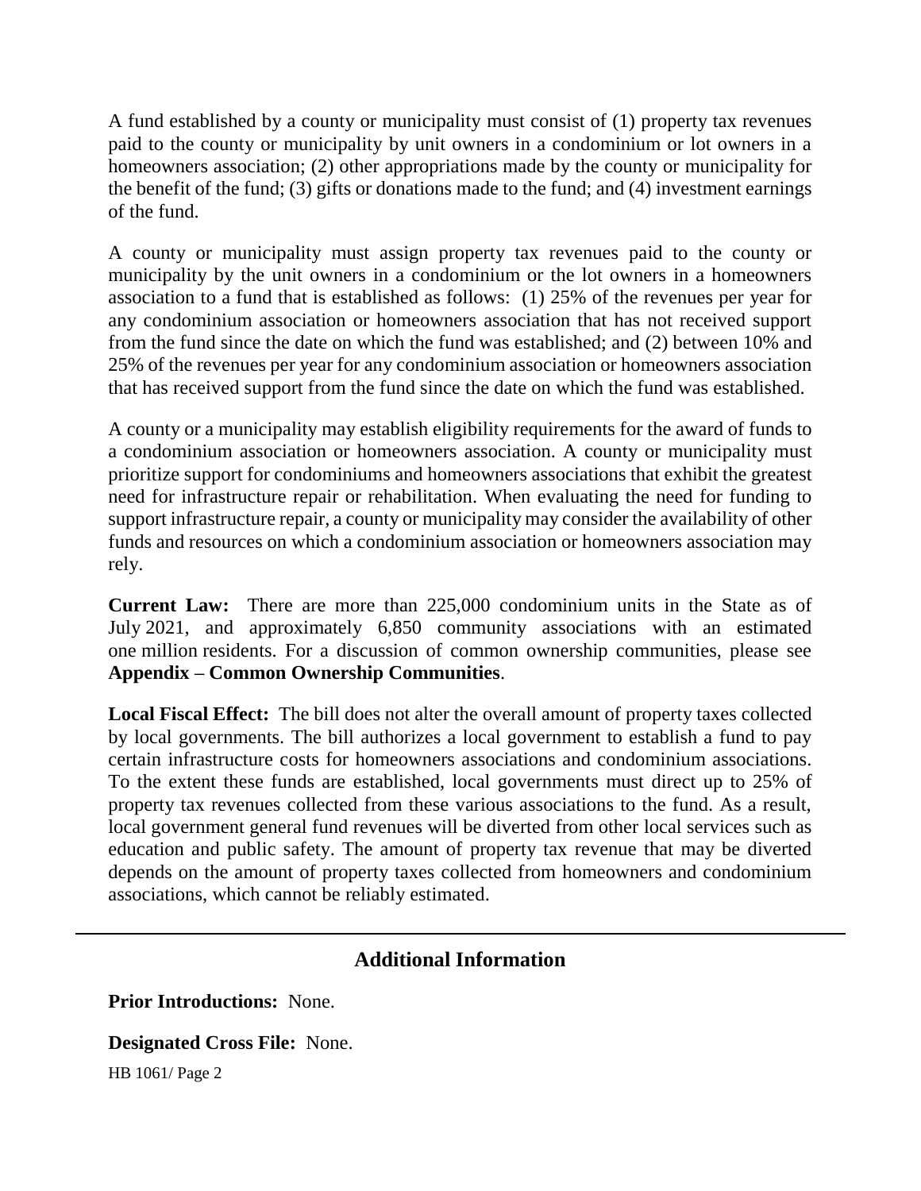A fund established by a county or municipality must consist of (1) property tax revenues paid to the county or municipality by unit owners in a condominium or lot owners in a homeowners association; (2) other appropriations made by the county or municipality for the benefit of the fund; (3) gifts or donations made to the fund; and (4) investment earnings of the fund.

A county or municipality must assign property tax revenues paid to the county or municipality by the unit owners in a condominium or the lot owners in a homeowners association to a fund that is established as follows: (1) 25% of the revenues per year for any condominium association or homeowners association that has not received support from the fund since the date on which the fund was established; and (2) between 10% and 25% of the revenues per year for any condominium association or homeowners association that has received support from the fund since the date on which the fund was established.

A county or a municipality may establish eligibility requirements for the award of funds to a condominium association or homeowners association. A county or municipality must prioritize support for condominiums and homeowners associations that exhibit the greatest need for infrastructure repair or rehabilitation. When evaluating the need for funding to support infrastructure repair, a county or municipality may consider the availability of other funds and resources on which a condominium association or homeowners association may rely.

**Current Law:** There are more than 225,000 condominium units in the State as of July 2021, and approximately 6,850 community associations with an estimated one million residents. For a discussion of common ownership communities, please see **Appendix – Common Ownership Communities**.

**Local Fiscal Effect:** The bill does not alter the overall amount of property taxes collected by local governments. The bill authorizes a local government to establish a fund to pay certain infrastructure costs for homeowners associations and condominium associations. To the extent these funds are established, local governments must direct up to 25% of property tax revenues collected from these various associations to the fund. As a result, local government general fund revenues will be diverted from other local services such as education and public safety. The amount of property tax revenue that may be diverted depends on the amount of property taxes collected from homeowners and condominium associations, which cannot be reliably estimated.

## Additional Information

**Prior Introductions:** None.

**Designated Cross File:** None.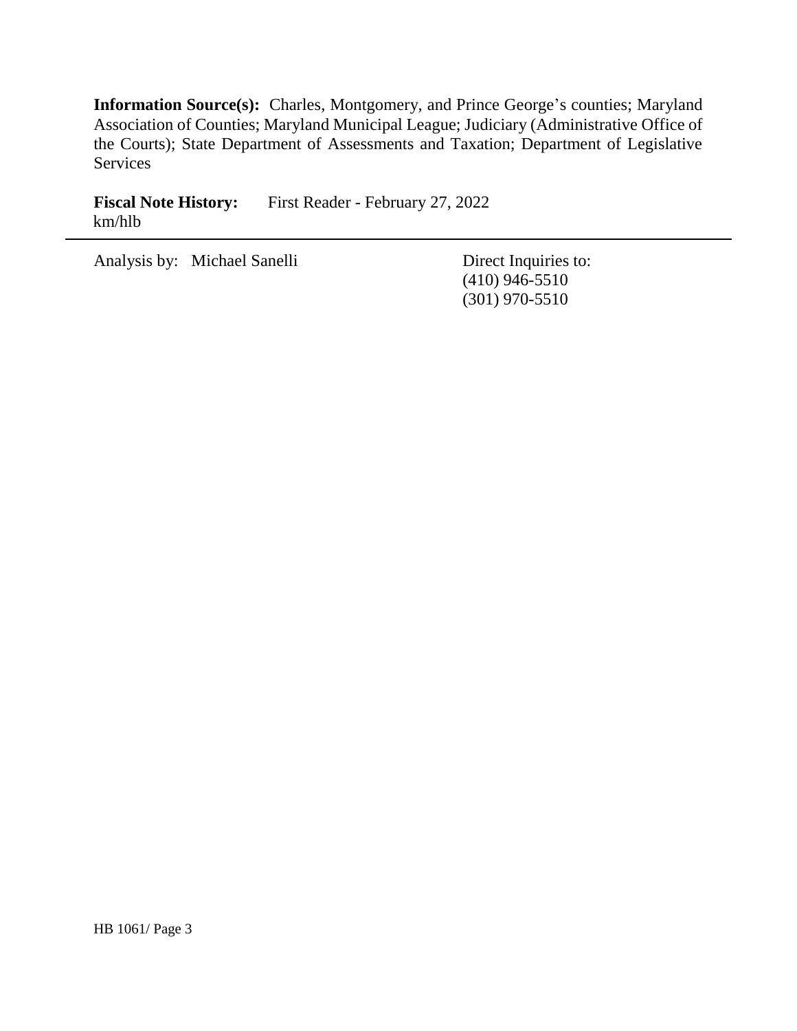**Information Source(s):** Charles, Montgomery, and Prince George's counties; Maryland Association of Counties; Maryland Municipal League; Judiciary (Administrative Office of the Courts); State Department of Assessments and Taxation; Department of Legislative Services

**Fiscal Note History:** First Reader - February 27, 2022
km/hlb

---

Analysis by: Michael Sanelli

Direct Inquiries to:
(410) 946-5510
(301) 970-5510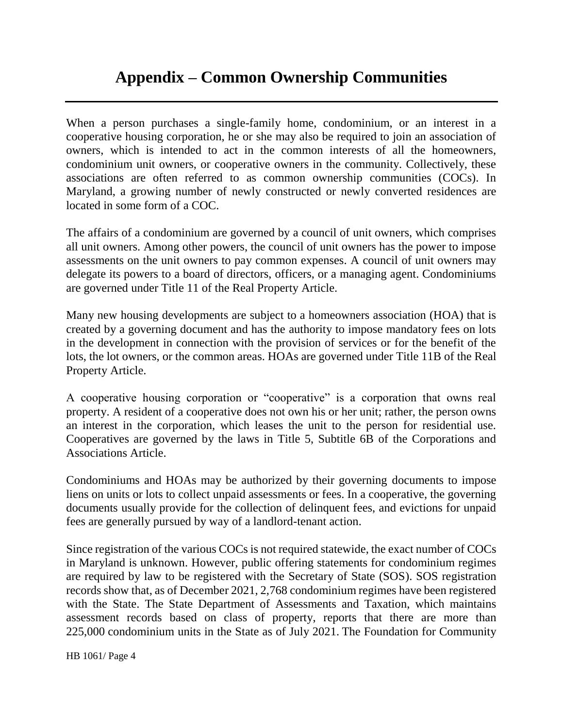# Appendix – Common Ownership Communities

When a person purchases a single-family home, condominium, or an interest in a cooperative housing corporation, he or she may also be required to join an association of owners, which is intended to act in the common interests of all the homeowners, condominium unit owners, or cooperative owners in the community. Collectively, these associations are often referred to as common ownership communities (COCs). In Maryland, a growing number of newly constructed or newly converted residences are located in some form of a COC.

The affairs of a condominium are governed by a council of unit owners, which comprises all unit owners. Among other powers, the council of unit owners has the power to impose assessments on the unit owners to pay common expenses. A council of unit owners may delegate its powers to a board of directors, officers, or a managing agent. Condominiums are governed under Title 11 of the Real Property Article.

Many new housing developments are subject to a homeowners association (HOA) that is created by a governing document and has the authority to impose mandatory fees on lots in the development in connection with the provision of services or for the benefit of the lots, the lot owners, or the common areas. HOAs are governed under Title 11B of the Real Property Article.

A cooperative housing corporation or "cooperative" is a corporation that owns real property. A resident of a cooperative does not own his or her unit; rather, the person owns an interest in the corporation, which leases the unit to the person for residential use. Cooperatives are governed by the laws in Title 5, Subtitle 6B of the Corporations and Associations Article.

Condominiums and HOAs may be authorized by their governing documents to impose liens on units or lots to collect unpaid assessments or fees. In a cooperative, the governing documents usually provide for the collection of delinquent fees, and evictions for unpaid fees are generally pursued by way of a landlord-tenant action.

Since registration of the various COCs is not required statewide, the exact number of COCs in Maryland is unknown. However, public offering statements for condominium regimes are required by law to be registered with the Secretary of State (SOS). SOS registration records show that, as of December 2021, 2,768 condominium regimes have been registered with the State. The State Department of Assessments and Taxation, which maintains assessment records based on class of property, reports that there are more than 225,000 condominium units in the State as of July 2021. The Foundation for Community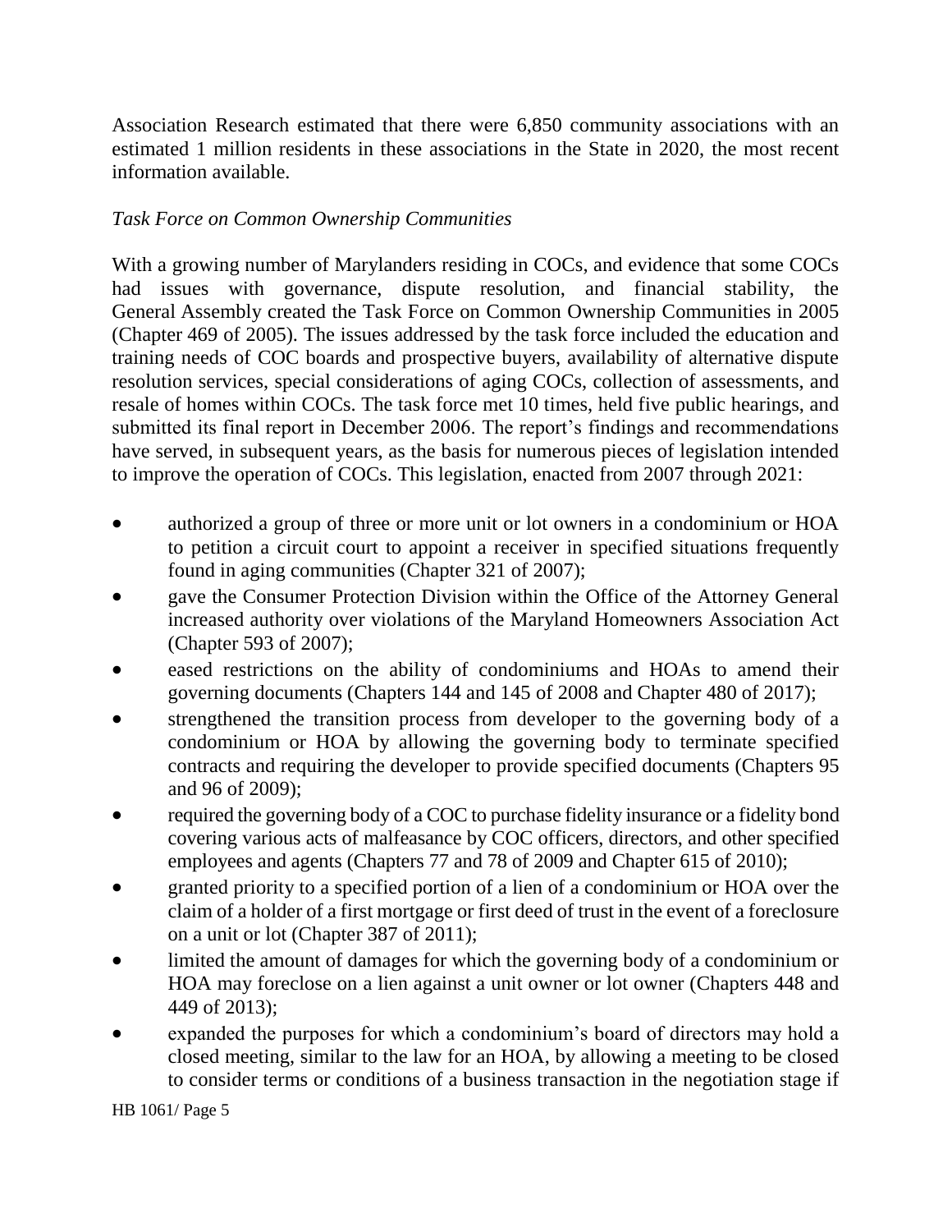Association Research estimated that there were 6,850 community associations with an estimated 1 million residents in these associations in the State in 2020, the most recent information available.

*Task Force on Common Ownership Communities*

With a growing number of Marylanders residing in COCs, and evidence that some COCs had issues with governance, dispute resolution, and financial stability, the General Assembly created the Task Force on Common Ownership Communities in 2005 (Chapter 469 of 2005). The issues addressed by the task force included the education and training needs of COC boards and prospective buyers, availability of alternative dispute resolution services, special considerations of aging COCs, collection of assessments, and resale of homes within COCs. The task force met 10 times, held five public hearings, and submitted its final report in December 2006. The report's findings and recommendations have served, in subsequent years, as the basis for numerous pieces of legislation intended to improve the operation of COCs. This legislation, enacted from 2007 through 2021:

- authorized a group of three or more unit or lot owners in a condominium or HOA to petition a circuit court to appoint a receiver in specified situations frequently found in aging communities (Chapter 321 of 2007);
- gave the Consumer Protection Division within the Office of the Attorney General increased authority over violations of the Maryland Homeowners Association Act (Chapter 593 of 2007);
- eased restrictions on the ability of condominiums and HOAs to amend their governing documents (Chapters 144 and 145 of 2008 and Chapter 480 of 2017);
- strengthened the transition process from developer to the governing body of a condominium or HOA by allowing the governing body to terminate specified contracts and requiring the developer to provide specified documents (Chapters 95 and 96 of 2009);
- required the governing body of a COC to purchase fidelity insurance or a fidelity bond covering various acts of malfeasance by COC officers, directors, and other specified employees and agents (Chapters 77 and 78 of 2009 and Chapter 615 of 2010);
- granted priority to a specified portion of a lien of a condominium or HOA over the claim of a holder of a first mortgage or first deed of trust in the event of a foreclosure on a unit or lot (Chapter 387 of 2011);
- limited the amount of damages for which the governing body of a condominium or HOA may foreclose on a lien against a unit owner or lot owner (Chapters 448 and 449 of 2013);
- expanded the purposes for which a condominium's board of directors may hold a closed meeting, similar to the law for an HOA, by allowing a meeting to be closed to consider terms or conditions of a business transaction in the negotiation stage if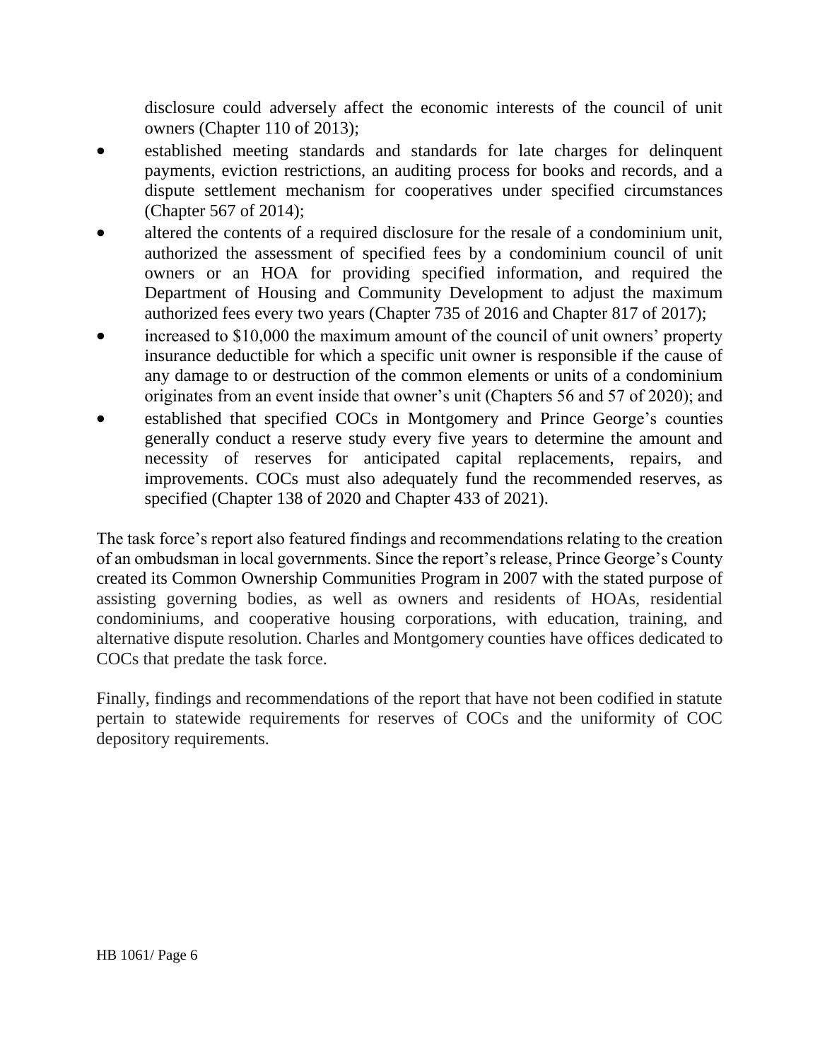disclosure could adversely affect the economic interests of the council of unit owners (Chapter 110 of 2013);

- established meeting standards and standards for late charges for delinquent payments, eviction restrictions, an auditing process for books and records, and a dispute settlement mechanism for cooperatives under specified circumstances (Chapter 567 of 2014);
- altered the contents of a required disclosure for the resale of a condominium unit, authorized the assessment of specified fees by a condominium council of unit owners or an HOA for providing specified information, and required the Department of Housing and Community Development to adjust the maximum authorized fees every two years (Chapter 735 of 2016 and Chapter 817 of 2017);
- increased to $10,000 the maximum amount of the council of unit owners' property insurance deductible for which a specific unit owner is responsible if the cause of any damage to or destruction of the common elements or units of a condominium originates from an event inside that owner's unit (Chapters 56 and 57 of 2020); and
- established that specified COCs in Montgomery and Prince George's counties generally conduct a reserve study every five years to determine the amount and necessity of reserves for anticipated capital replacements, repairs, and improvements. COCs must also adequately fund the recommended reserves, as specified (Chapter 138 of 2020 and Chapter 433 of 2021).

The task force's report also featured findings and recommendations relating to the creation of an ombudsman in local governments. Since the report's release, Prince George's County created its Common Ownership Communities Program in 2007 with the stated purpose of assisting governing bodies, as well as owners and residents of HOAs, residential condominiums, and cooperative housing corporations, with education, training, and alternative dispute resolution. Charles and Montgomery counties have offices dedicated to COCs that predate the task force.

Finally, findings and recommendations of the report that have not been codified in statute pertain to statewide requirements for reserves of COCs and the uniformity of COC depository requirements.